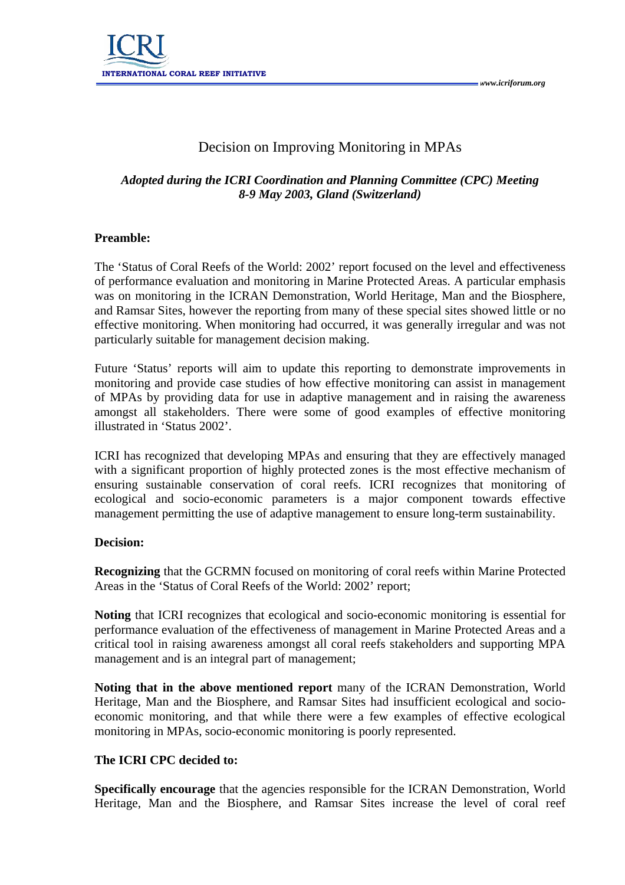# Decision on Improving Monitoring in MPAs

***Adopted during the ICRI Coordination and Planning Committee (CPC) Meeting 8-9 May 2003, Gland (Switzerland)***

**Preamble:**

The 'Status of Coral Reefs of the World: 2002' report focused on the level and effectiveness of performance evaluation and monitoring in Marine Protected Areas. A particular emphasis was on monitoring in the ICRAN Demonstration, World Heritage, Man and the Biosphere, and Ramsar Sites, however the reporting from many of these special sites showed little or no effective monitoring. When monitoring had occurred, it was generally irregular and was not particularly suitable for management decision making.

Future 'Status' reports will aim to update this reporting to demonstrate improvements in monitoring and provide case studies of how effective monitoring can assist in management of MPAs by providing data for use in adaptive management and in raising the awareness amongst all stakeholders. There were some of good examples of effective monitoring illustrated in 'Status 2002'.

ICRI has recognized that developing MPAs and ensuring that they are effectively managed with a significant proportion of highly protected zones is the most effective mechanism of ensuring sustainable conservation of coral reefs. ICRI recognizes that monitoring of ecological and socio-economic parameters is a major component towards effective management permitting the use of adaptive management to ensure long-term sustainability.

**Decision:**

**Recognizing** that the GCRMN focused on monitoring of coral reefs within Marine Protected Areas in the 'Status of Coral Reefs of the World: 2002' report;

**Noting** that ICRI recognizes that ecological and socio-economic monitoring is essential for performance evaluation of the effectiveness of management in Marine Protected Areas and a critical tool in raising awareness amongst all coral reefs stakeholders and supporting MPA management and is an integral part of management;

**Noting that in the above mentioned report** many of the ICRAN Demonstration, World Heritage, Man and the Biosphere, and Ramsar Sites had insufficient ecological and socio-economic monitoring, and that while there were a few examples of effective ecological monitoring in MPAs, socio-economic monitoring is poorly represented.

**The ICRI CPC decided to:**

**Specifically encourage** that the agencies responsible for the ICRAN Demonstration, World Heritage, Man and the Biosphere, and Ramsar Sites increase the level of coral reef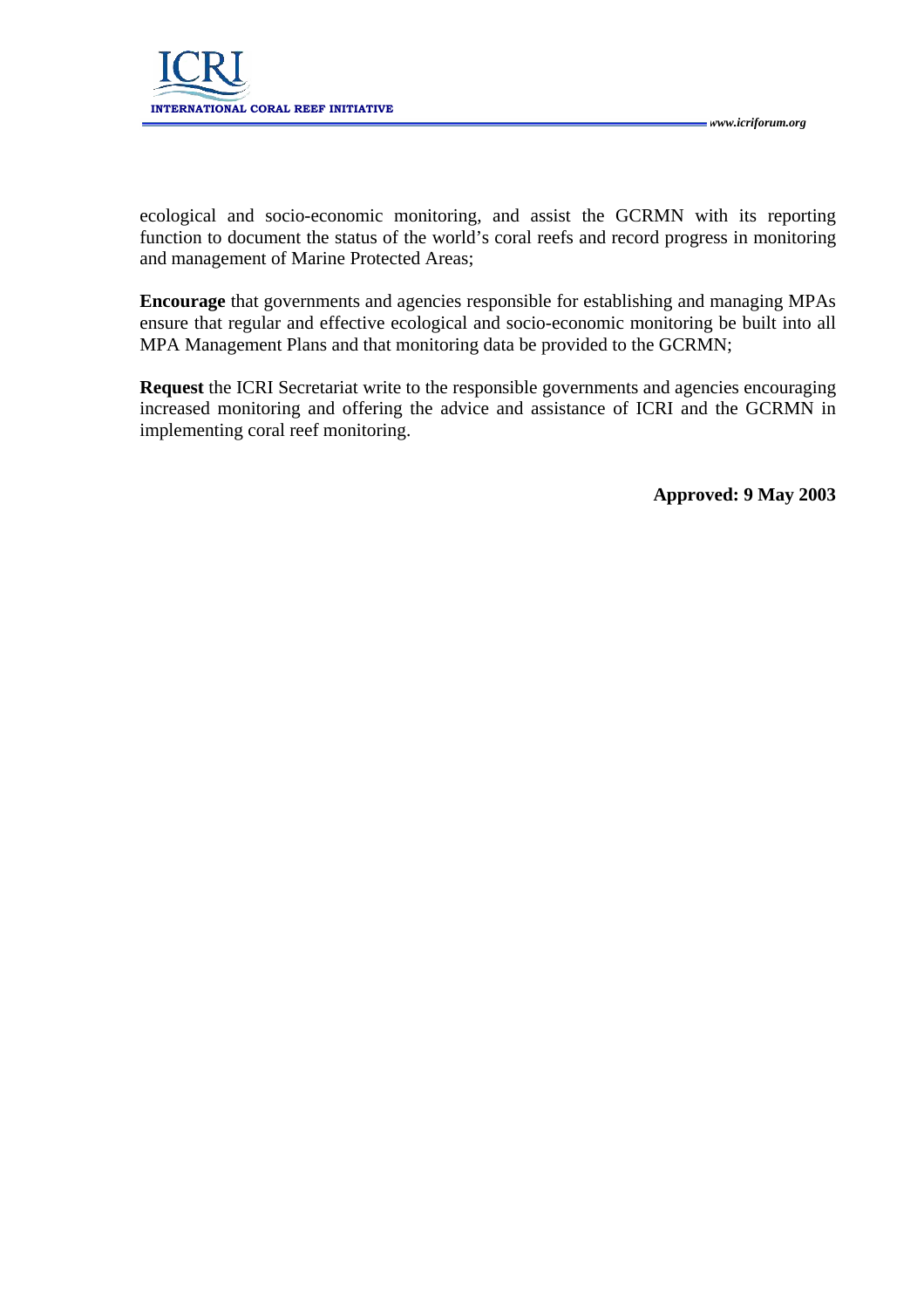ecological and socio-economic monitoring, and assist the GCRMN with its reporting function to document the status of the world's coral reefs and record progress in monitoring and management of Marine Protected Areas;

**Encourage** that governments and agencies responsible for establishing and managing MPAs ensure that regular and effective ecological and socio-economic monitoring be built into all MPA Management Plans and that monitoring data be provided to the GCRMN;

**Request** the ICRI Secretariat write to the responsible governments and agencies encouraging increased monitoring and offering the advice and assistance of ICRI and the GCRMN in implementing coral reef monitoring.

**Approved: 9 May 2003**